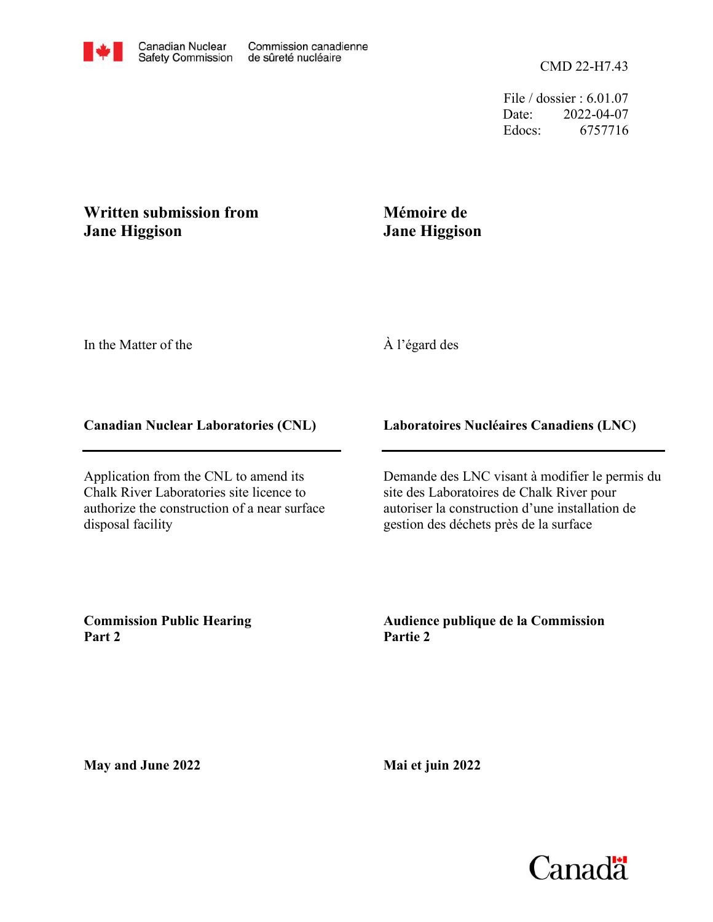Canadian Nuclear Safety Commission | Commission canadienne de sûreté nucléaire

CMD 22-H7.43

File / dossier : 6.01.07
Date: 2022-04-07
Edocs: 6757716

**Written submission from Jane Higgison**

**Mémoire de Jane Higgison**

In the Matter of the

À l'égard des

**Canadian Nuclear Laboratories (CNL)**

**Laboratoires Nucléaires Canadiens (LNC)**

Application from the CNL to amend its Chalk River Laboratories site licence to authorize the construction of a near surface disposal facility

Demande des LNC visant à modifier le permis du site des Laboratoires de Chalk River pour autoriser la construction d'une installation de gestion des déchets près de la surface

**Commission Public Hearing Part 2**

**Audience publique de la Commission Partie 2**

**May and June 2022**

**Mai et juin 2022**

Canada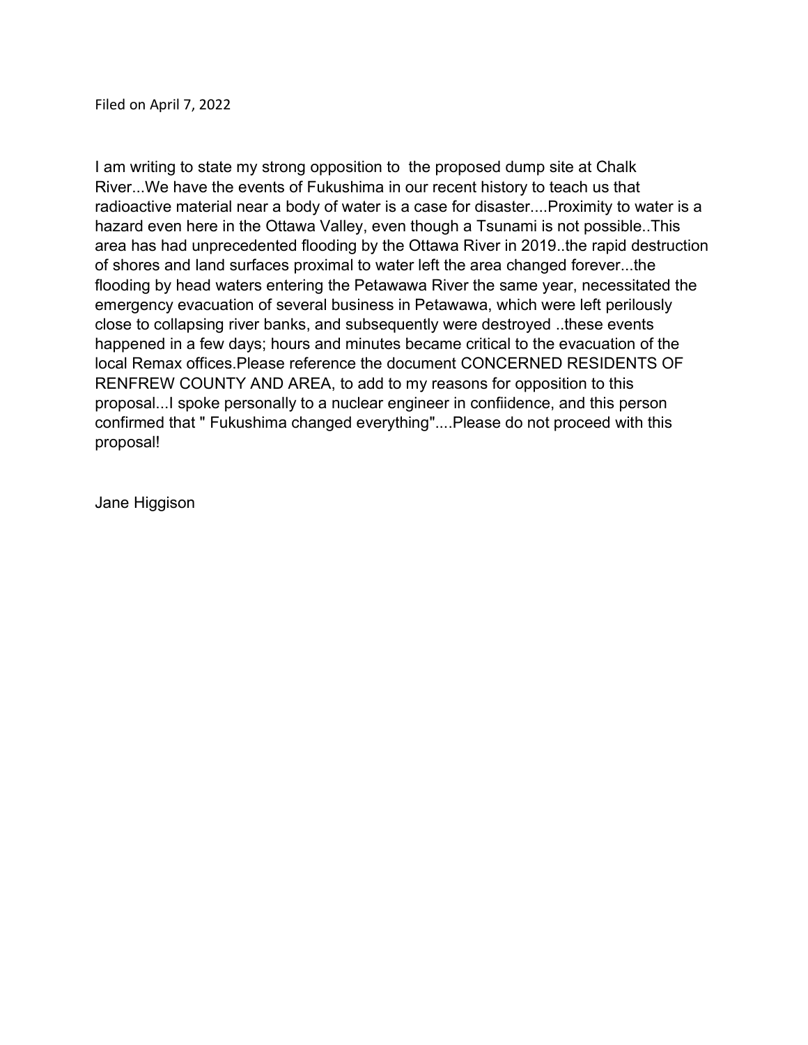Filed on April 7, 2022

I am writing to state my strong opposition to the proposed dump site at Chalk River...We have the events of Fukushima in our recent history to teach us that radioactive material near a body of water is a case for disaster....Proximity to water is a hazard even here in the Ottawa Valley, even though a Tsunami is not possible..This area has had unprecedented flooding by the Ottawa River in 2019..the rapid destruction of shores and land surfaces proximal to water left the area changed forever...the flooding by head waters entering the Petawawa River the same year, necessitated the emergency evacuation of several business in Petawawa, which were left perilously close to collapsing river banks, and subsequently were destroyed ..these events happened in a few days; hours and minutes became critical to the evacuation of the local Remax offices.Please reference the document CONCERNED RESIDENTS OF RENFREW COUNTY AND AREA, to add to my reasons for opposition to this proposal...I spoke personally to a nuclear engineer in confiidence, and this person confirmed that " Fukushima changed everything"....Please do not proceed with this proposal!

Jane Higgison